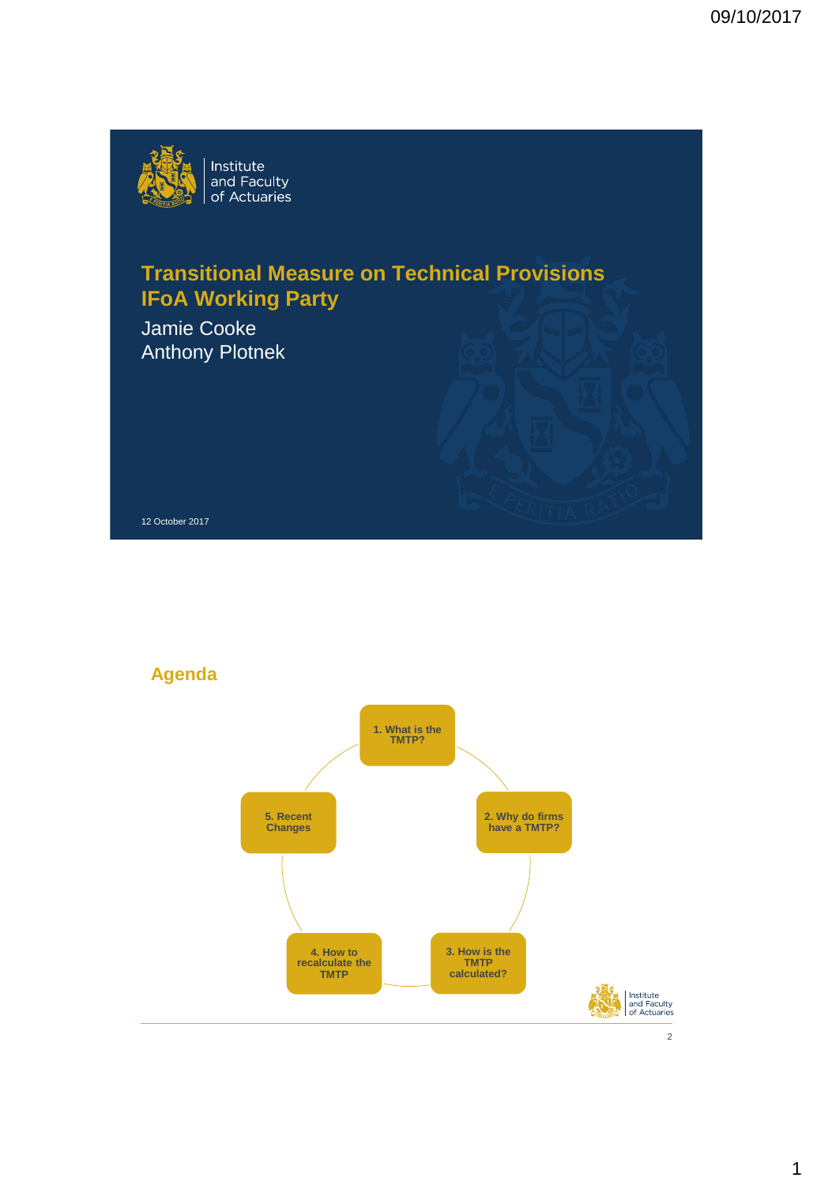# Transitional Measure on Technical Provisions IFoA Working Party

Jamie Cooke
Anthony Plotnek

12 October 2017

## Agenda

1. What is the TMTP?
2. Why do firms have a TMTP?
3. How is the TMTP calculated?
4. How to recalculate the TMTP
5. Recent Changes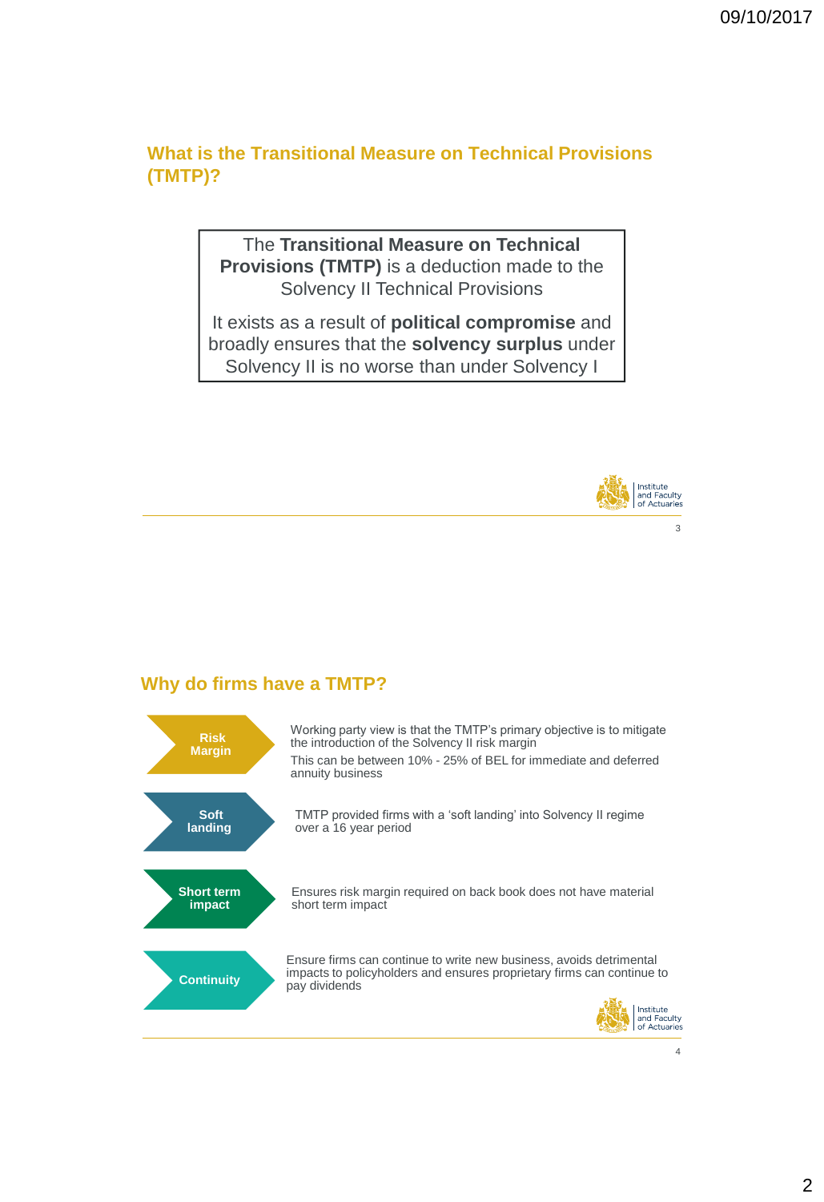## What is the Transitional Measure on Technical Provisions (TMTP)?

The **Transitional Measure on Technical Provisions (TMTP)** is a deduction made to the Solvency II Technical Provisions

It exists as a result of **political compromise** and broadly ensures that the **solvency surplus** under Solvency II is no worse than under Solvency I

## Why do firms have a TMTP?

**Risk Margin**

Working party view is that the TMTP's primary objective is to mitigate the introduction of the Solvency II risk margin

This can be between 10% - 25% of BEL for immediate and deferred annuity business

**Soft landing**

TMTP provided firms with a 'soft landing' into Solvency II regime over a 16 year period

**Short term impact**

Ensures risk margin required on back book does not have material short term impact

**Continuity**

Ensure firms can continue to write new business, avoids detrimental impacts to policyholders and ensures proprietary firms can continue to pay dividends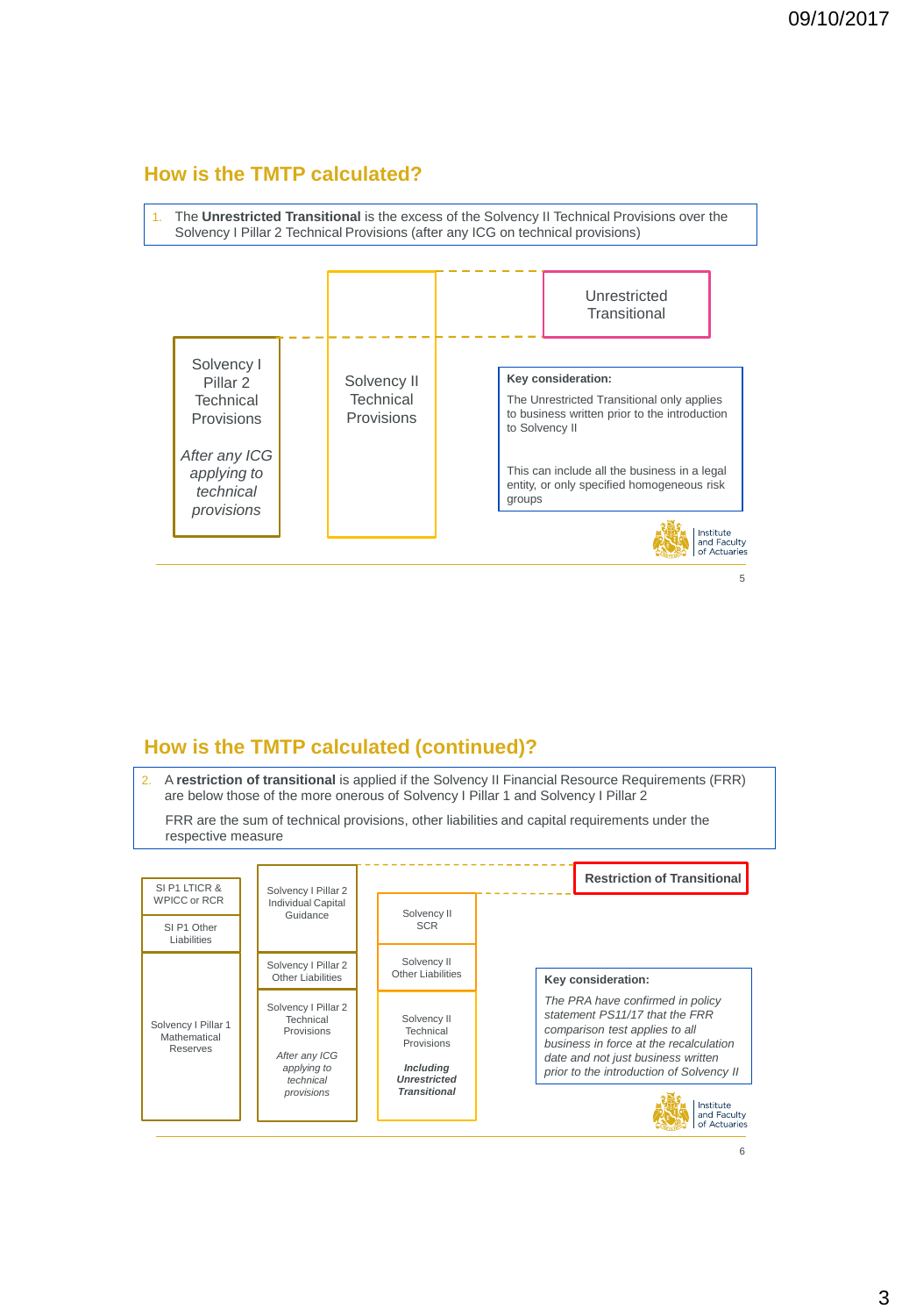## How is the TMTP calculated?

1. The **Unrestricted Transitional** is the excess of the Solvency II Technical Provisions over the Solvency I Pillar 2 Technical Provisions (after any ICG on technical provisions)

Solvency I Pillar 2 Technical Provisions

*After any ICG applying to technical provisions*

Solvency II Technical Provisions

Unrestricted Transitional

**Key consideration:**

The Unrestricted Transitional only applies to business written prior to the introduction to Solvency II

This can include all the business in a legal entity, or only specified homogeneous risk groups

## How is the TMTP calculated (continued)?

2. A **restriction of transitional** is applied if the Solvency II Financial Resource Requirements (FRR) are below those of the more onerous of Solvency I Pillar 1 and Solvency I Pillar 2

   FRR are the sum of technical provisions, other liabilities and capital requirements under the respective measure

| Solvency I Pillar 1 | Solvency I Pillar 2 | Solvency II |
|---|---|---|
| SI P1 LTICR & WPICC or RCR | Solvency I Pillar 2 Individual Capital Guidance | Solvency II SCR |
| SI P1 Other Liabilities | Solvency I Pillar 2 Other Liabilities | Solvency II Other Liabilities |
| Solvency I Pillar 1 Mathematical Reserves | Solvency I Pillar 2 Technical Provisions *After any ICG applying to technical provisions* | Solvency II Technical Provisions ***Including Unrestricted Transitional*** |

**Restriction of Transitional**

**Key consideration:**

*The PRA have confirmed in policy statement PS11/17 that the FRR comparison test applies to all business in force at the recalculation date and not just business written prior to the introduction of Solvency II*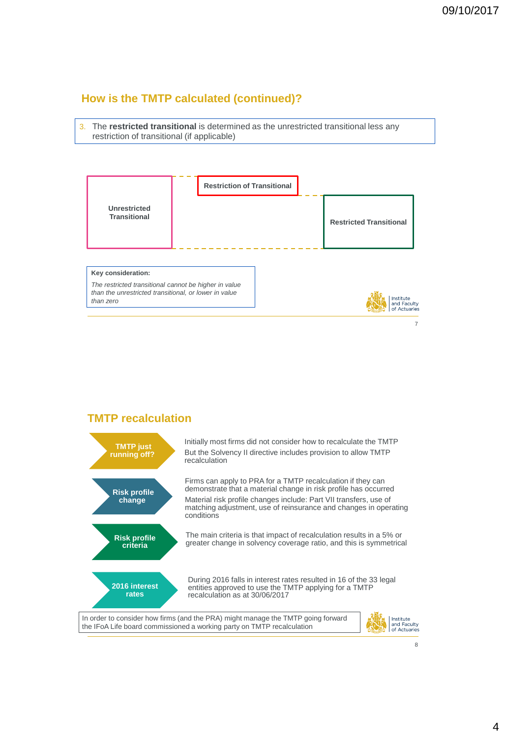## How is the TMTP calculated (continued)?

3. The **restricted transitional** is determined as the unrestricted transitional less any restriction of transitional (if applicable)

Unrestricted Transitional

Restriction of Transitional

Restricted Transitional

**Key consideration:**

*The restricted transitional cannot be higher in value than the unrestricted transitional, or lower in value than zero*

## TMTP recalculation

**TMTP just running off?**

Initially most firms did not consider how to recalculate the TMTP

But the Solvency II directive includes provision to allow TMTP recalculation

**Risk profile change**

Firms can apply to PRA for a TMTP recalculation if they can demonstrate that a material change in risk profile has occurred

Material risk profile changes include: Part VII transfers, use of matching adjustment, use of reinsurance and changes in operating conditions

**Risk profile criteria**

The main criteria is that impact of recalculation results in a 5% or greater change in solvency coverage ratio, and this is symmetrical

**2016 interest rates**

During 2016 falls in interest rates resulted in 16 of the 33 legal entities approved to use the TMTP applying for a TMTP recalculation as at 30/06/2017

In order to consider how firms (and the PRA) might manage the TMTP going forward the IFoA Life board commissioned a working party on TMTP recalculation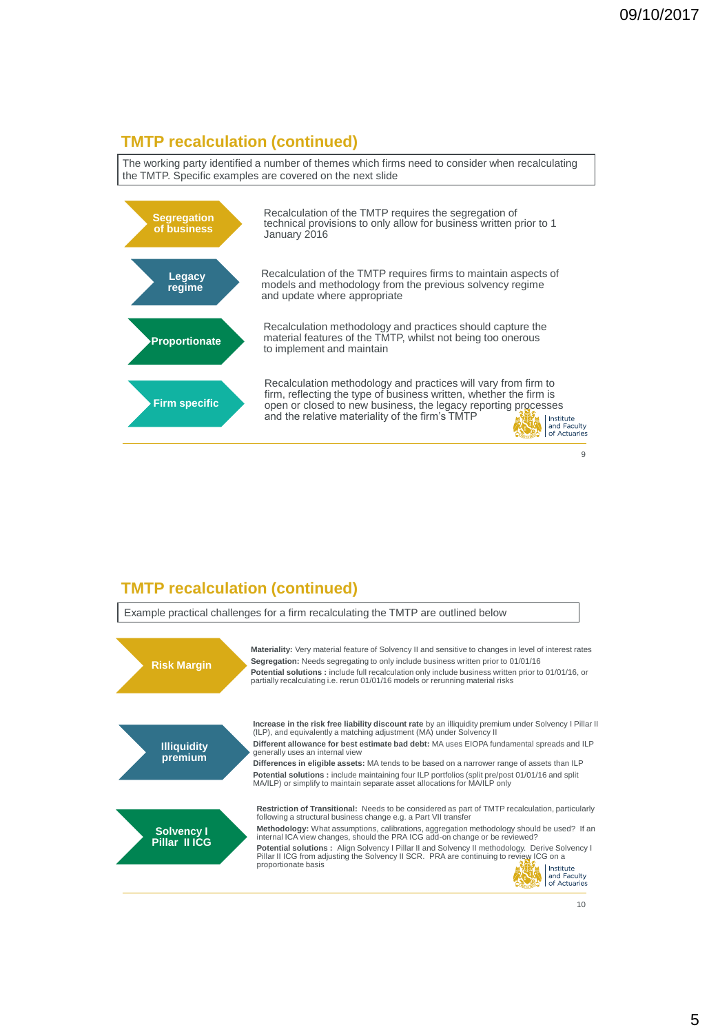## TMTP recalculation (continued)

The working party identified a number of themes which firms need to consider when recalculating the TMTP. Specific examples are covered on the next slide

**Segregation of business**

Recalculation of the TMTP requires the segregation of technical provisions to only allow for business written prior to 1 January 2016

**Legacy regime**

Recalculation of the TMTP requires firms to maintain aspects of models and methodology from the previous solvency regime and update where appropriate

**Proportionate**

Recalculation methodology and practices should capture the material features of the TMTP, whilst not being too onerous to implement and maintain

**Firm specific**

Recalculation methodology and practices will vary from firm to firm, reflecting the type of business written, whether the firm is open or closed to new business, the legacy reporting processes and the relative materiality of the firm's TMTP

## TMTP recalculation (continued)

Example practical challenges for a firm recalculating the TMTP are outlined below

**Risk Margin**

**Materiality:** Very material feature of Solvency II and sensitive to changes in level of interest rates

**Segregation:** Needs segregating to only include business written prior to 01/01/16

**Potential solutions :** include full recalculation only include business written prior to 01/01/16, or partially recalculating i.e. rerun 01/01/16 models or rerunning material risks

**Illiquidity premium**

**Increase in the risk free liability discount rate** by an illiquidity premium under Solvency I Pillar II (ILP), and equivalently a matching adjustment (MA) under Solvency II

**Different allowance for best estimate bad debt:** MA uses EIOPA fundamental spreads and ILP generally uses an internal view

**Differences in eligible assets:** MA tends to be based on a narrower range of assets than ILP

**Potential solutions :** include maintaining four ILP portfolios (split pre/post 01/01/16 and split MA/ILP) or simplify to maintain separate asset allocations for MA/ILP only

**Solvency I Pillar II ICG**

**Restriction of Transitional:** Needs to be considered as part of TMTP recalculation, particularly following a structural business change e.g. a Part VII transfer

**Methodology:** What assumptions, calibrations, aggregation methodology should be used? If an internal ICA view changes, should the PRA ICG add-on change or be reviewed?

**Potential solutions :** Align Solvency I Pillar II and Solvency II methodology. Derive Solvency I Pillar II ICG from adjusting the Solvency II SCR. PRA are continuing to review ICG on a proportionate basis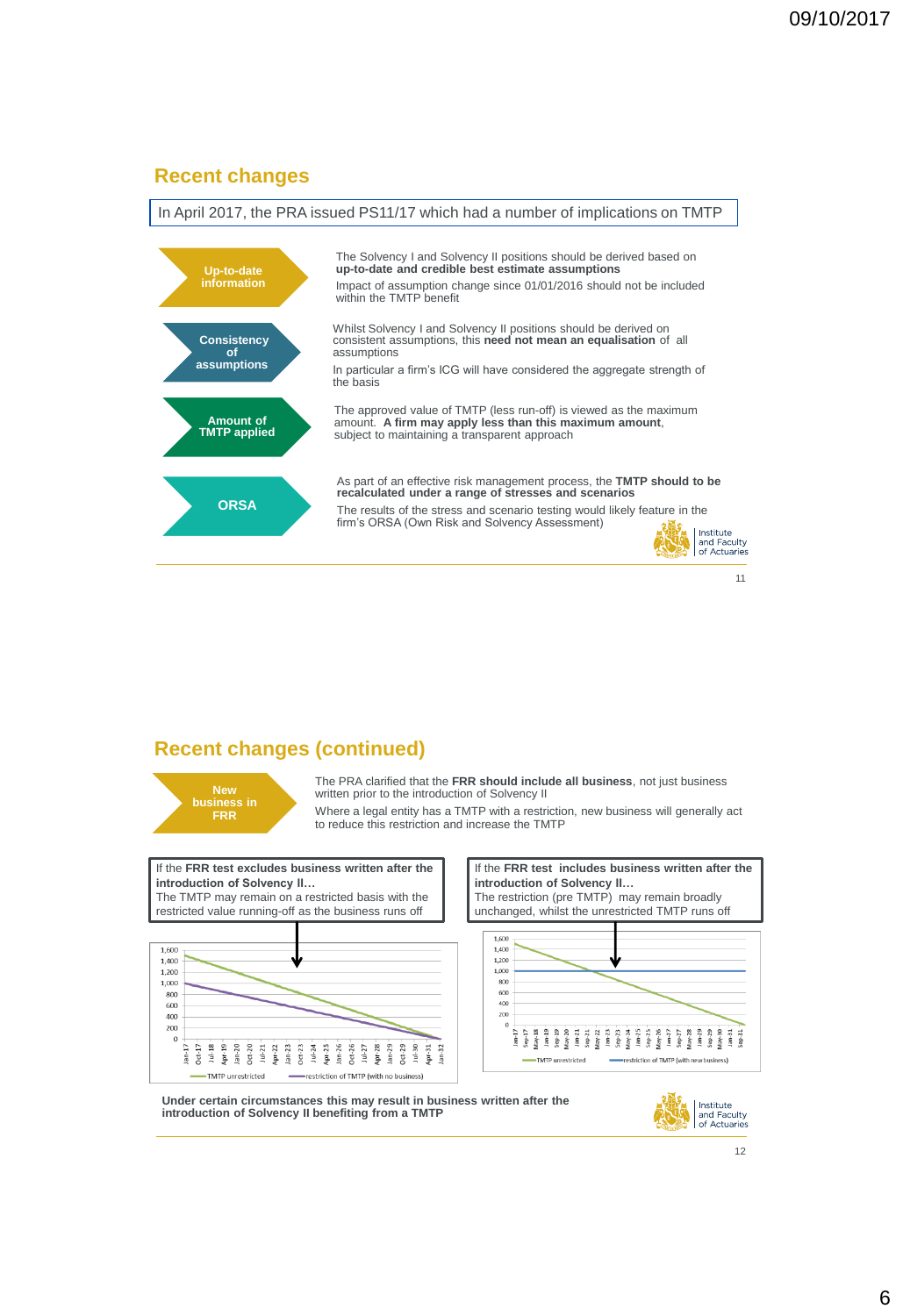## Recent changes

In April 2017, the PRA issued PS11/17 which had a number of implications on TMTP

**Up-to-date information**

The Solvency I and Solvency II positions should be derived based on **up-to-date and credible best estimate assumptions**

Impact of assumption change since 01/01/2016 should not be included within the TMTP benefit

**Consistency of assumptions**

Whilst Solvency I and Solvency II positions should be derived on consistent assumptions, this **need not mean an equalisation** of all assumptions

In particular a firm's ICG will have considered the aggregate strength of the basis

**Amount of TMTP applied**

The approved value of TMTP (less run-off) is viewed as the maximum amount. **A firm may apply less than this maximum amount**, subject to maintaining a transparent approach

**ORSA**

As part of an effective risk management process, the **TMTP should to be recalculated under a range of stresses and scenarios**

The results of the stress and scenario testing would likely feature in the firm's ORSA (Own Risk and Solvency Assessment)

Institute and Faculty of Actuaries

## Recent changes (continued)

**New business in FRR**

The PRA clarified that the **FRR should include all business**, not just business written prior to the introduction of Solvency II

Where a legal entity has a TMTP with a restriction, new business will generally act to reduce this restriction and increase the TMTP

If the **FRR test excludes business written after the introduction of Solvency II…**
The TMTP may remain on a restricted basis with the restricted value running-off as the business runs off

If the **FRR test includes business written after the introduction of Solvency II…**
The restriction (pre TMTP) may remain broadly unchanged, whilst the unrestricted TMTP runs off

**Under certain circumstances this may result in business written after the introduction of Solvency II benefiting from a TMTP**

Institute and Faculty of Actuaries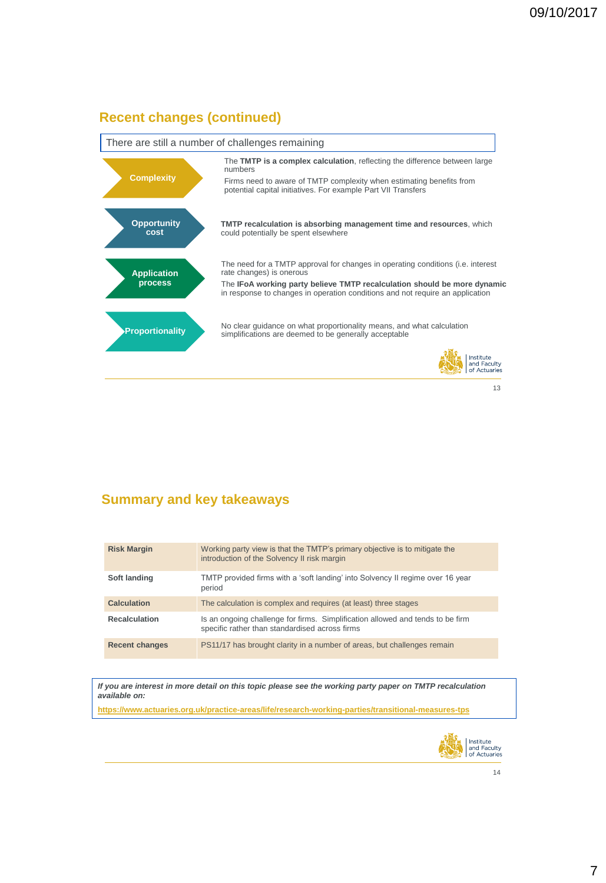## Recent changes (continued)

There are still a number of challenges remaining

**Complexity**

The **TMTP is a complex calculation**, reflecting the difference between large numbers

Firms need to aware of TMTP complexity when estimating benefits from potential capital initiatives. For example Part VII Transfers

**Opportunity cost**

**TMTP recalculation is absorbing management time and resources**, which could potentially be spent elsewhere

**Application process**

The need for a TMTP approval for changes in operating conditions (i.e. interest rate changes) is onerous

The **IFoA working party believe TMTP recalculation should be more dynamic** in response to changes in operation conditions and not require an application

**Proportionality**

No clear guidance on what proportionality means, and what calculation simplifications are deemed to be generally acceptable

## Summary and key takeaways

| | |
|---|---|
| **Risk Margin** | Working party view is that the TMTP's primary objective is to mitigate the introduction of the Solvency II risk margin |
| **Soft landing** | TMTP provided firms with a 'soft landing' into Solvency II regime over 16 year period |
| **Calculation** | The calculation is complex and requires (at least) three stages |
| **Recalculation** | Is an ongoing challenge for firms. Simplification allowed and tends to be firm specific rather than standardised across firms |
| **Recent changes** | PS11/17 has brought clarity in a number of areas, but challenges remain |

***If you are interest in more detail on this topic please see the working party paper on TMTP recalculation available on:***

**https://www.actuaries.org.uk/practice-areas/life/research-working-parties/transitional-measures-tps**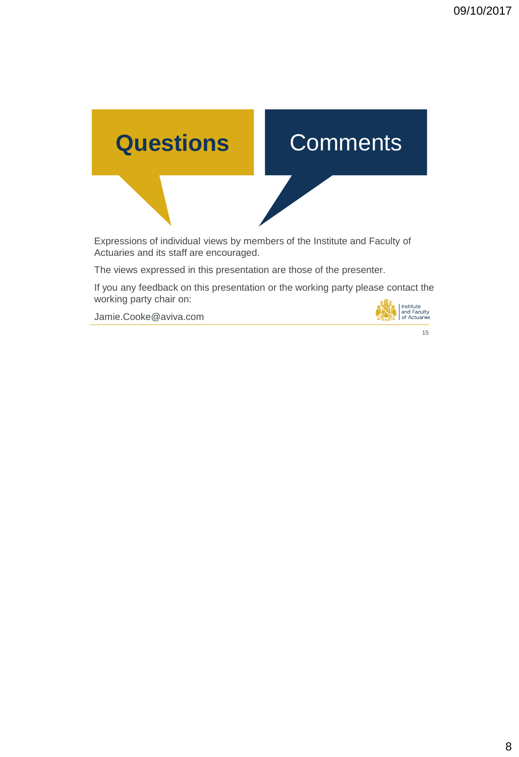# Questions

# Comments

Expressions of individual views by members of the Institute and Faculty of Actuaries and its staff are encouraged.

The views expressed in this presentation are those of the presenter.

If you any feedback on this presentation or the working party please contact the working party chair on:

Jamie.Cooke@aviva.com

Institute and Faculty of Actuaries